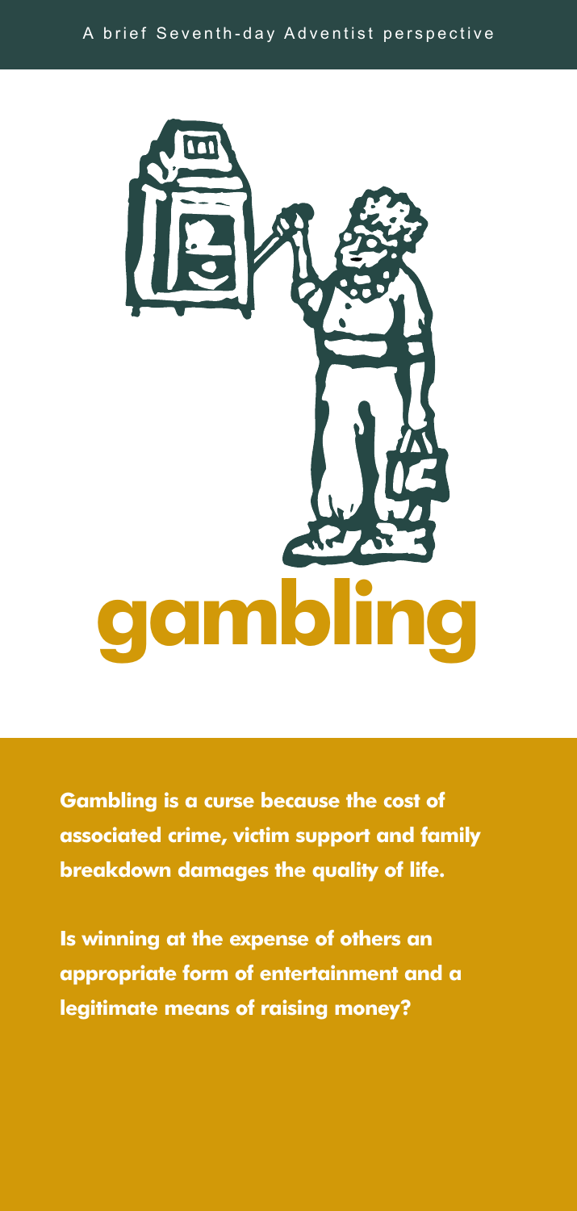A brief Seventh-day Adventist perspective

# gambling

**Gambling is a curse because the cost of associated crime, victim support and family breakdown damages the quality of life.**

**Is winning at the expense of others an appropriate form of entertainment and a legitimate means of raising money?**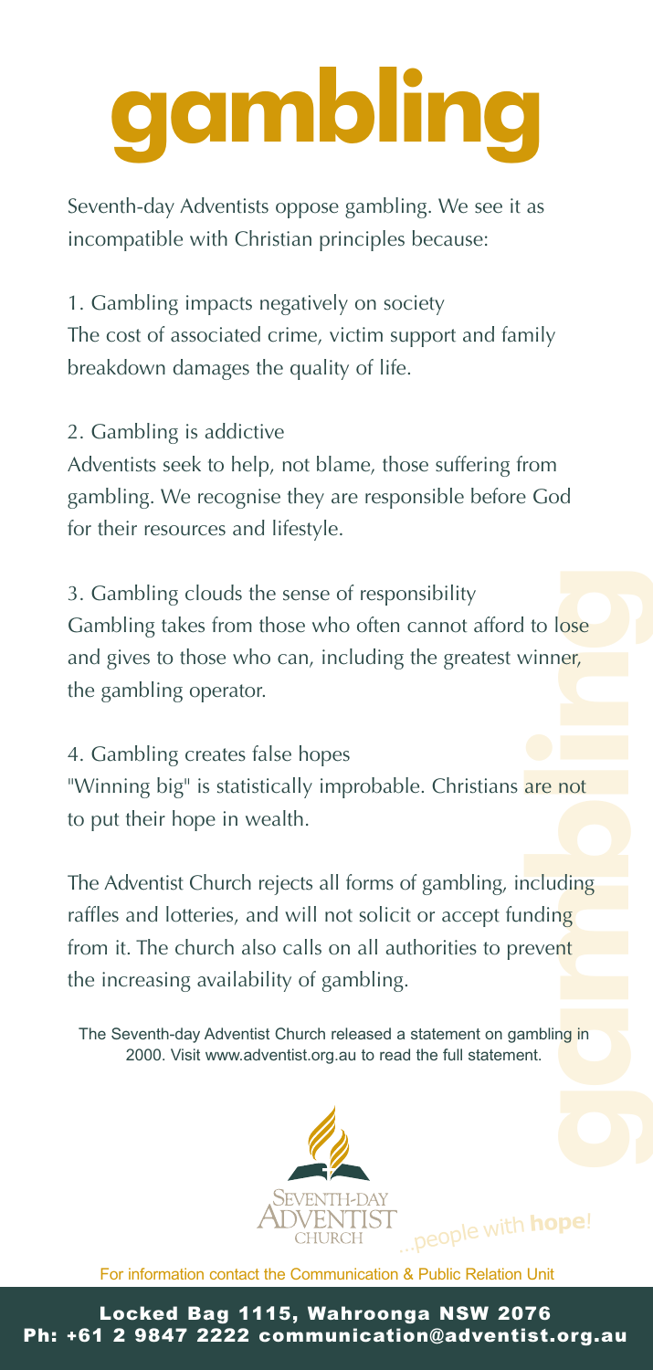# gambling

Seventh-day Adventists oppose gambling. We see it as incompatible with Christian principles because:

1. Gambling impacts negatively on society
The cost of associated crime, victim support and family breakdown damages the quality of life.

2. Gambling is addictive
Adventists seek to help, not blame, those suffering from gambling. We recognise they are responsible before God for their resources and lifestyle.

3. Gambling clouds the sense of responsibility
Gambling takes from those who often cannot afford to lose and gives to those who can, including the greatest winner, the gambling operator.

4. Gambling creates false hopes
"Winning big" is statistically improbable. Christians are not to put their hope in wealth.

The Adventist Church rejects all forms of gambling, including raffles and lotteries, and will not solicit or accept funding from it. The church also calls on all authorities to prevent the increasing availability of gambling.

The Seventh-day Adventist Church released a statement on gambling in 2000. Visit www.adventist.org.au to read the full statement.

Seventh-day Adventist Church

...people with **hope**!

For information contact the Communication & Public Relation Unit

**Locked Bag 1115, Wahroonga NSW 2076**
**Ph: +61 2 9847 2222 communication@adventist.org.au**